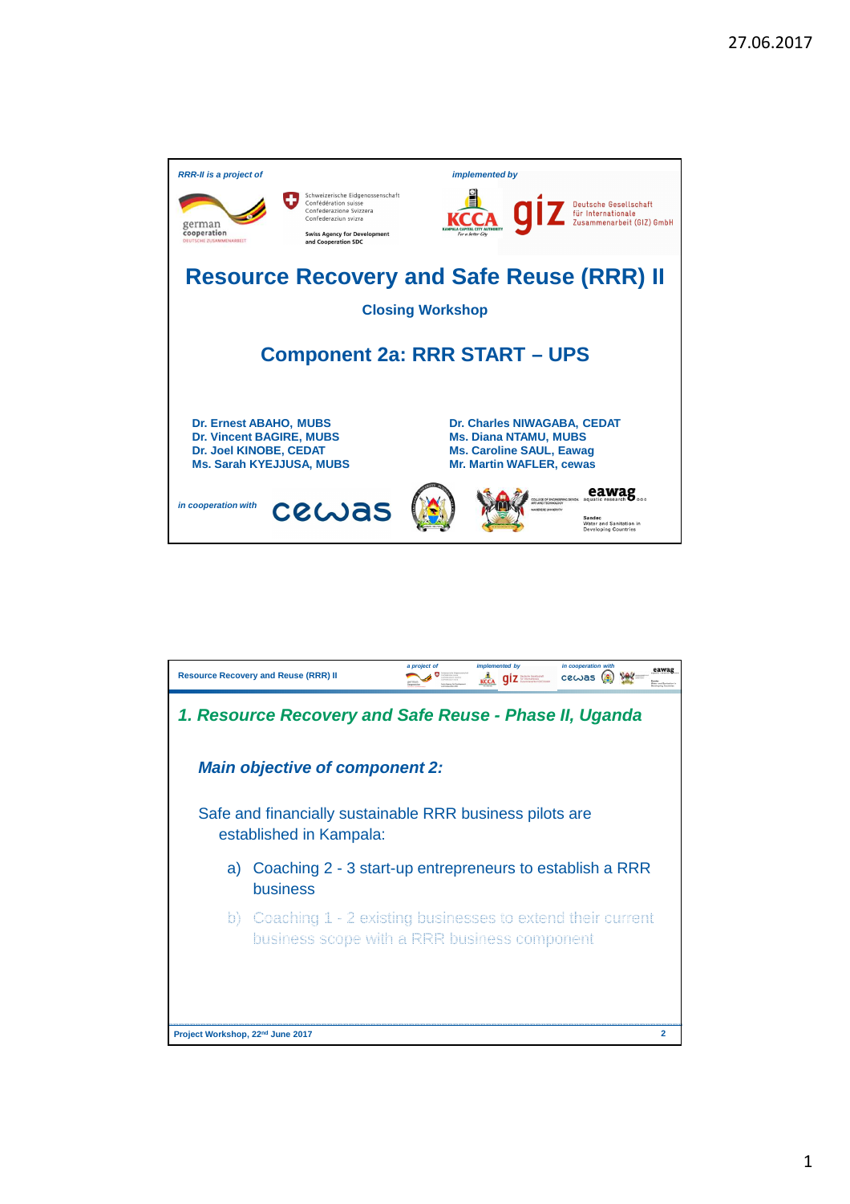*RRR-II is a project of*

german cooperation — DEUTSCHE ZUSAMMENARBEIT

Schweizerische Eidgenossenschaft
Confédération suisse
Confederazione Svizzera
Confederaziun svizra

Swiss Agency for Development and Cooperation SDC

*implemented by*

KCCA — KAMPALA CAPITAL CITY AUTHORITY — For a better City

giz — Deutsche Gesellschaft für Internationale Zusammenarbeit (GIZ) GmbH

# Resource Recovery and Safe Reuse (RRR) II

**Closing Workshop**

## Component 2a: RRR START – UPS

**Dr. Ernest ABAHO, MUBS**
**Dr. Vincent BAGIRE, MUBS**
**Dr. Joel KINOBE, CEDAT**
**Ms. Sarah KYEJJUSA, MUBS**

**Dr. Charles NIWAGABA, CEDAT**
**Ms. Diana NTAMU, MUBS**
**Ms. Caroline SAUL, Eawag**
**Mr. Martin WAFLER, cewas**

*in cooperation with* cewas

COLLEGE OF ENGINEERING DESIGN ART AND TECHNOLOGY — MAKERERE UNIVERSITY

eawag aquatic research

Sandec — Water and Sanitation in Developing Countries

---

**Resource Recovery and Reuse (RRR) II**

## *1. Resource Recovery and Safe Reuse - Phase II, Uganda*

### *Main objective of component 2:*

Safe and financially sustainable RRR business pilots are established in Kampala:

a) Coaching 2 - 3 start-up entrepreneurs to establish a RRR business

b) Coaching 1 - 2 existing businesses to extend their current business scope with a RRR business component

**Project Workshop, 22nd June 2017**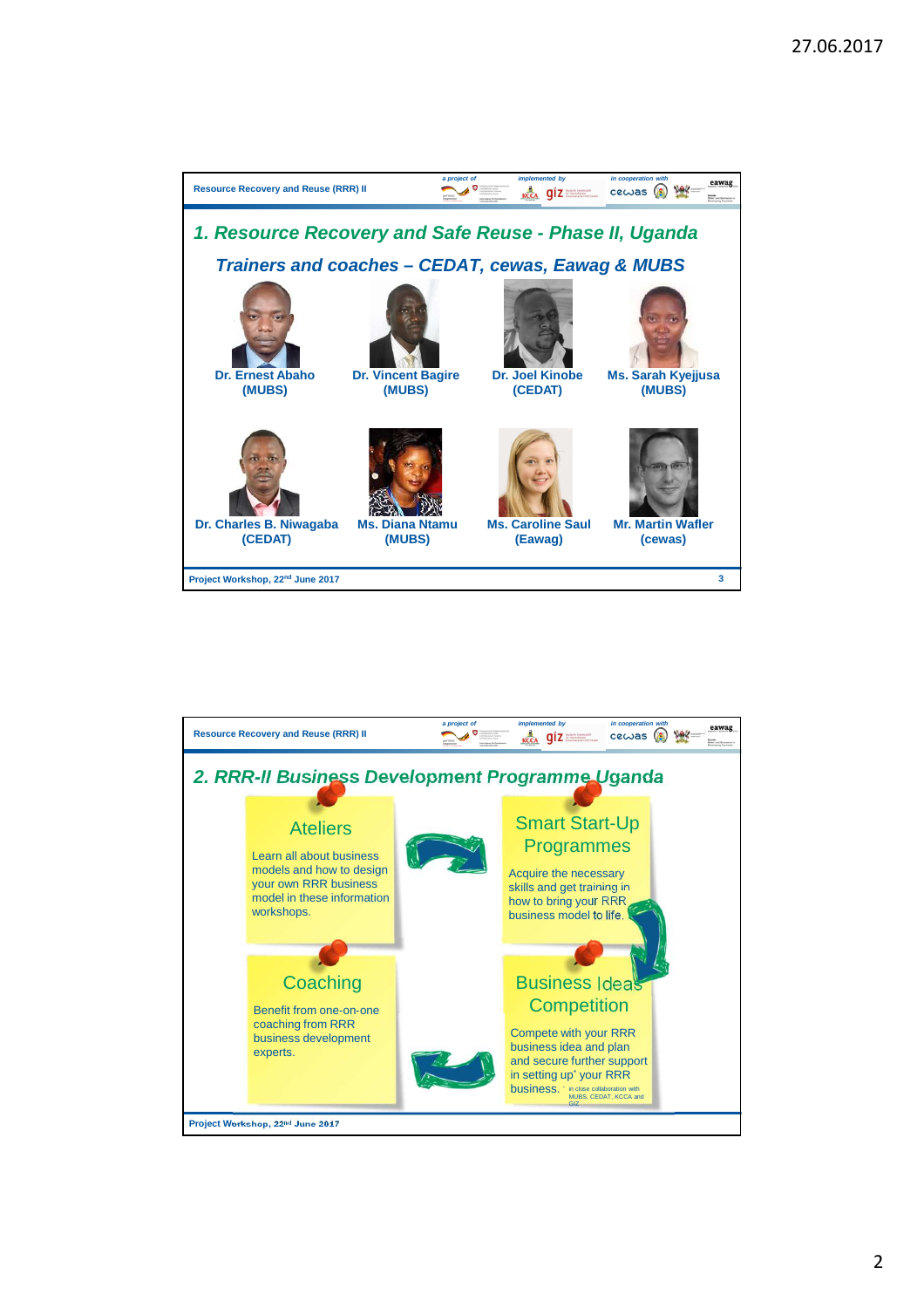Resource Recovery and Reuse (RRR) II

*a project of* · *implemented by* · *in cooperation with*

## *1. Resource Recovery and Safe Reuse - Phase II, Uganda*

### *Trainers and coaches – CEDAT, cewas, Eawag & MUBS*

**Dr. Ernest Abaho (MUBS)**

**Dr. Vincent Bagire (MUBS)**

**Dr. Joel Kinobe (CEDAT)**

**Ms. Sarah Kyejjusa (MUBS)**

**Dr. Charles B. Niwagaba (CEDAT)**

**Ms. Diana Ntamu (MUBS)**

**Ms. Caroline Saul (Eawag)**

**Mr. Martin Wafler (cewas)**

Project Workshop, 22nd June 2017

---

Resource Recovery and Reuse (RRR) II

*a project of* · *implemented by* · *in cooperation with*

## *2. RRR-II Business Development Programme Uganda*

### Ateliers

Learn all about business models and how to design your own RRR business model in these information workshops.

### Smart Start-Up Programmes

Acquire the necessary skills and get training in how to bring your RRR business model to life.

### Business Ideas Competition

Compete with your RRR business idea and plan and secure further support in setting up* your RRR business.

* in close collaboration with MUBS, CEDAT, KCCA and GIZ

### Coaching

Benefit from one-on-one coaching from RRR business development experts.

Project Workshop, 22nd June 2017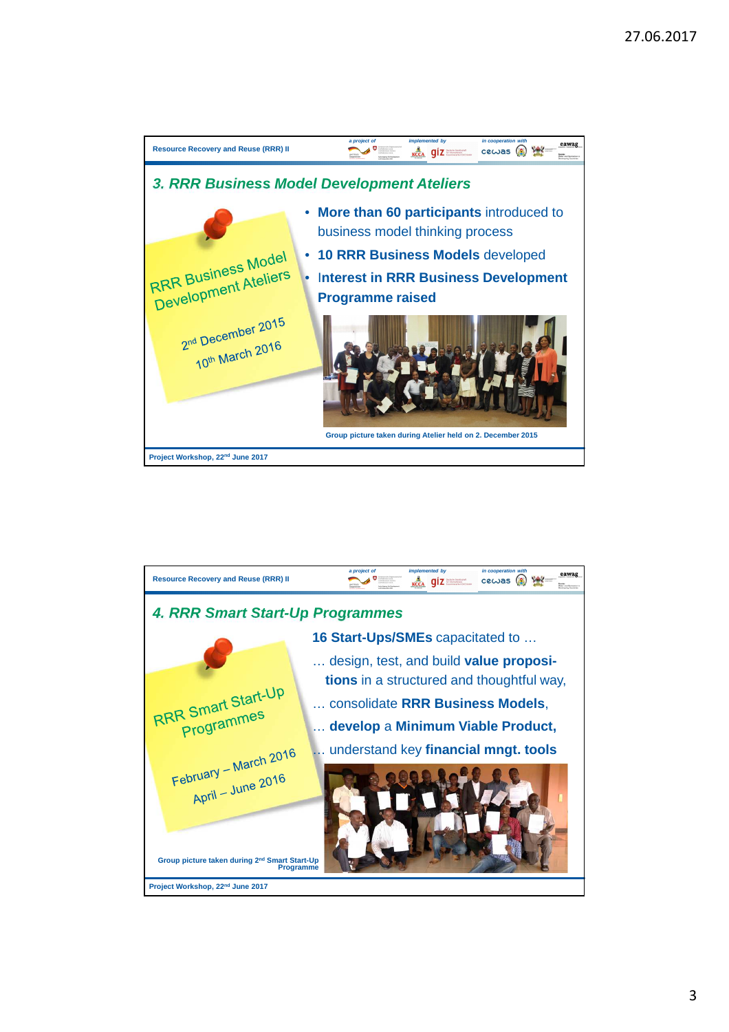Resource Recovery and Reuse (RRR) II

## 3. RRR Business Model Development Ateliers

RRR Business Model Development Ateliers

2nd December 2015
10th March 2016

- **More than 60 participants** introduced to business model thinking process
- **10 RRR Business Models** developed
- **Interest in RRR Business Development Programme raised**

Group picture taken during Atelier held on 2. December 2015

Project Workshop, 22nd June 2017

Resource Recovery and Reuse (RRR) II

## 4. RRR Smart Start-Up Programmes

RRR Smart Start-Up Programmes

February – March 2016
April – June 2016

**16 Start-Ups/SMEs** capacitated to …

… design, test, and build **value propositions** in a structured and thoughtful way,

… consolidate **RRR Business Models**,

… **develop** a **Minimum Viable Product,**

… understand key **financial mngt. tools**

Group picture taken during 2nd Smart Start-Up Programme

Project Workshop, 22nd June 2017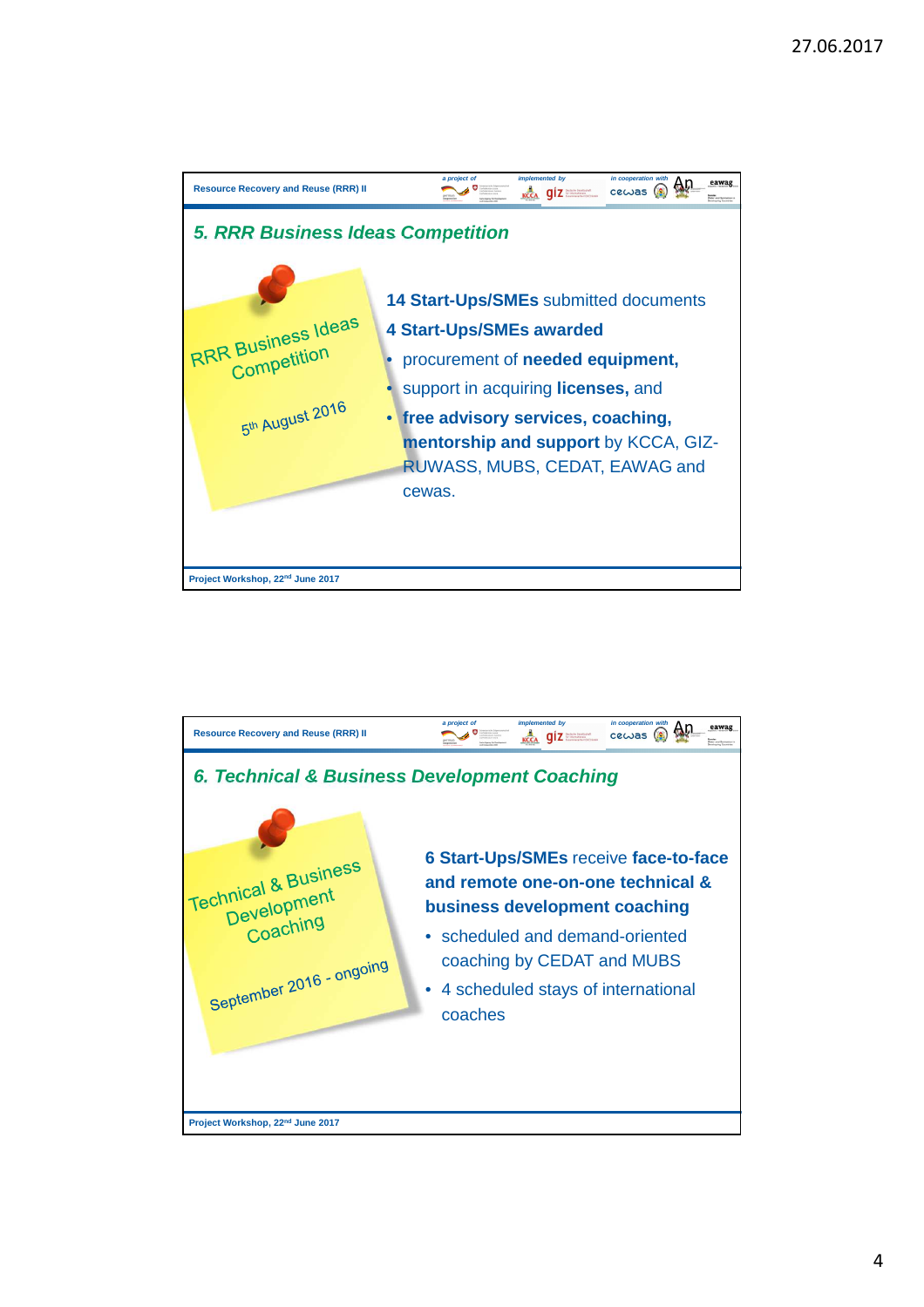Resource Recovery and Reuse (RRR) II

## 5. RRR Business Ideas Competition

RRR Business Ideas Competition

5th August 2016

**14 Start-Ups/SMEs** submitted documents

**4 Start-Ups/SMEs awarded**

- procurement of **needed equipment,**
- support in acquiring **licenses,** and
- **free advisory services, coaching, mentorship and support** by KCCA, GIZ-RUWASS, MUBS, CEDAT, EAWAG and cewas.

Project Workshop, 22nd June 2017

Resource Recovery and Reuse (RRR) II

## 6. Technical & Business Development Coaching

Technical & Business Development Coaching

September 2016 - ongoing

**6 Start-Ups/SMEs** receive **face-to-face and remote one-on-one technical & business development coaching**

- scheduled and demand-oriented coaching by CEDAT and MUBS
- 4 scheduled stays of international coaches

Project Workshop, 22nd June 2017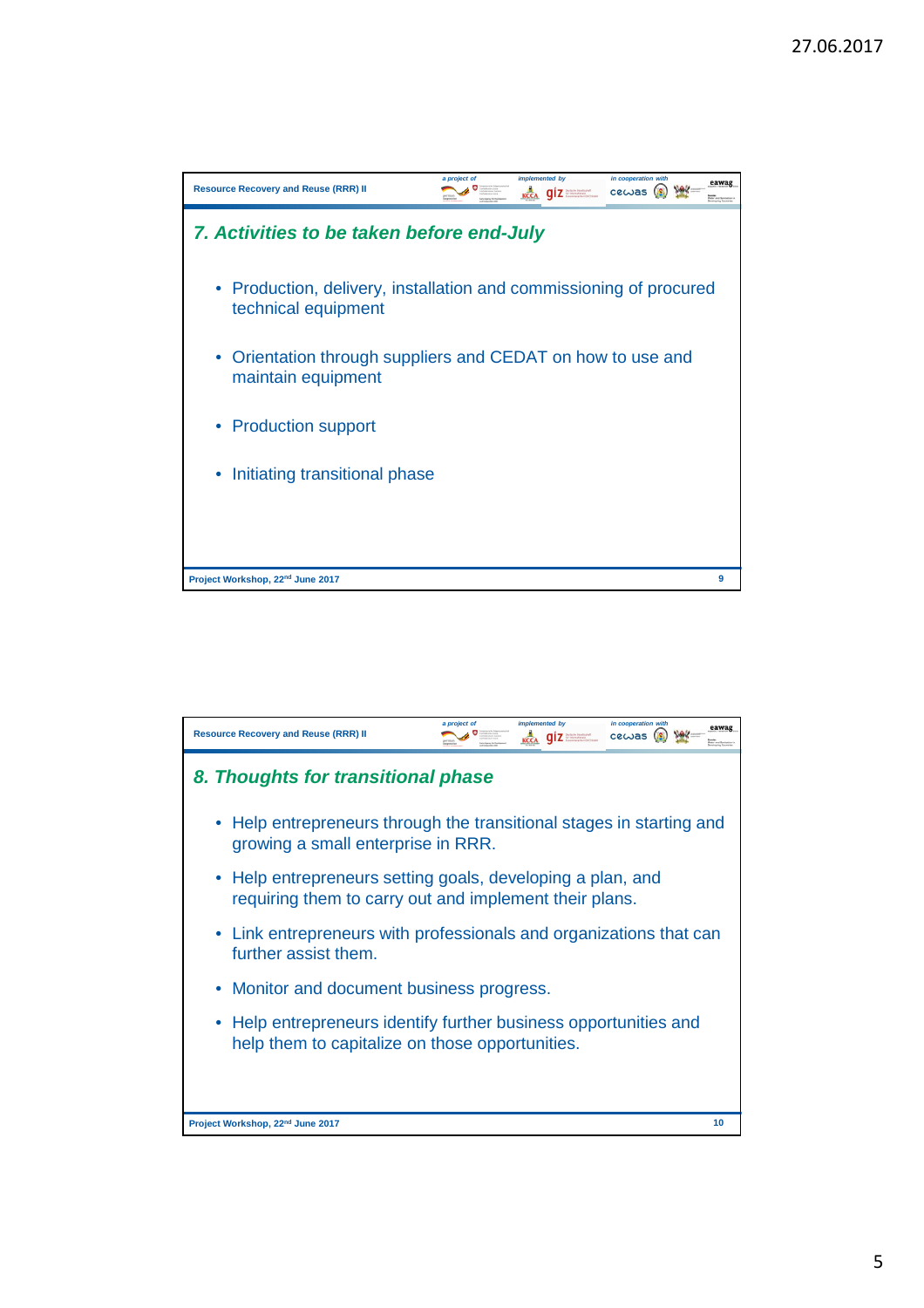## 7. Activities to be taken before end-July

- Production, delivery, installation and commissioning of procured technical equipment
- Orientation through suppliers and CEDAT on how to use and maintain equipment
- Production support
- Initiating transitional phase

## 8. Thoughts for transitional phase

- Help entrepreneurs through the transitional stages in starting and growing a small enterprise in RRR.
- Help entrepreneurs setting goals, developing a plan, and requiring them to carry out and implement their plans.
- Link entrepreneurs with professionals and organizations that can further assist them.
- Monitor and document business progress.
- Help entrepreneurs identify further business opportunities and help them to capitalize on those opportunities.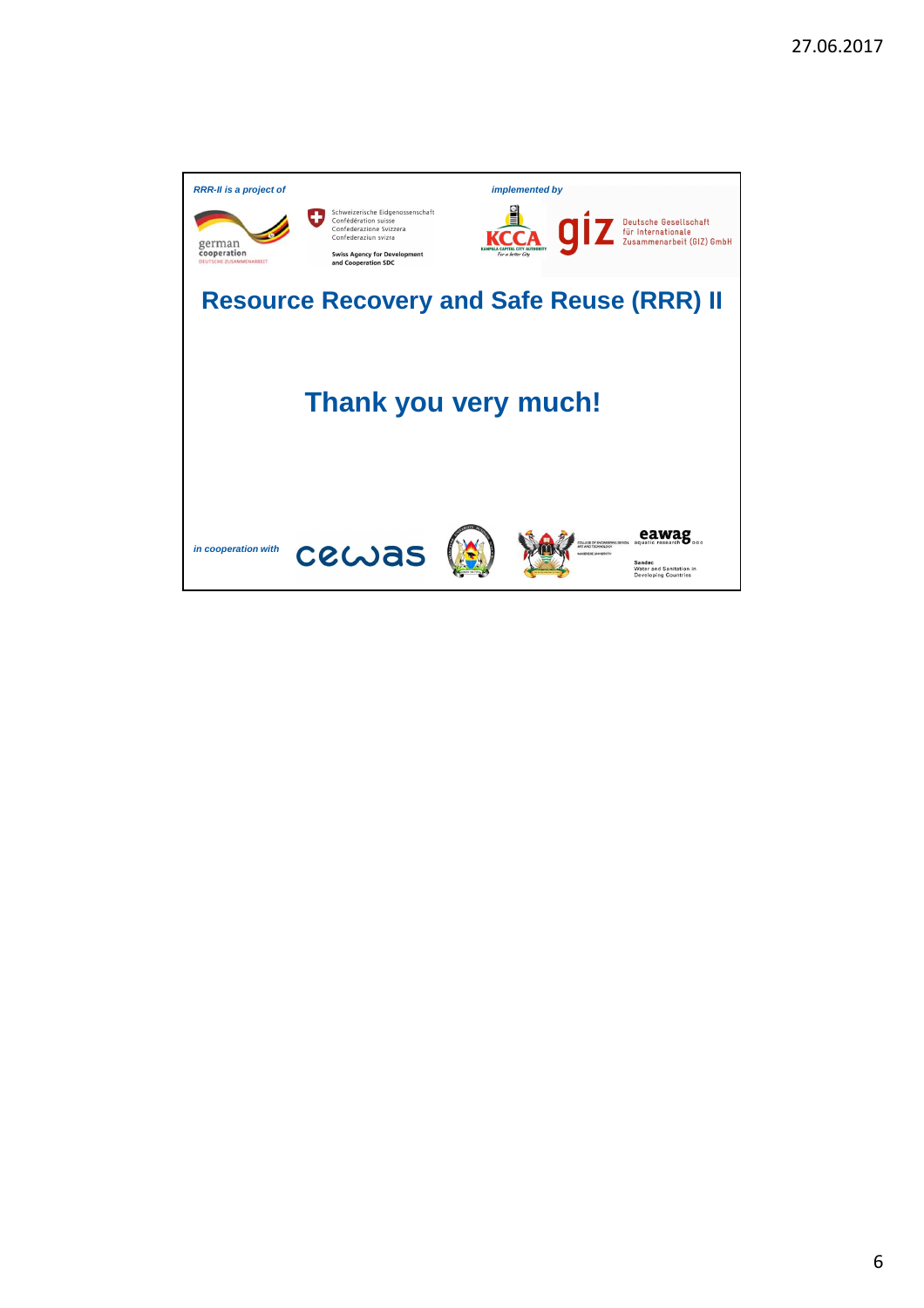*RRR-II is a project of*

german cooperation
DEUTSCHE ZUSAMMENARBEIT

Schweizerische Eidgenossenschaft
Confédération suisse
Confederazione Svizzera
Confederaziun svizra

Swiss Agency for Development and Cooperation SDC

*implemented by*

KCCA
KAMPALA CAPITAL CITY AUTHORITY
For a better City

giz Deutsche Gesellschaft für Internationale Zusammenarbeit (GIZ) GmbH

# Resource Recovery and Safe Reuse (RRR) II

## Thank you very much!

*in cooperation with*

cewas

eawag aquatic research

Sandec
Water and Sanitation in Developing Countries